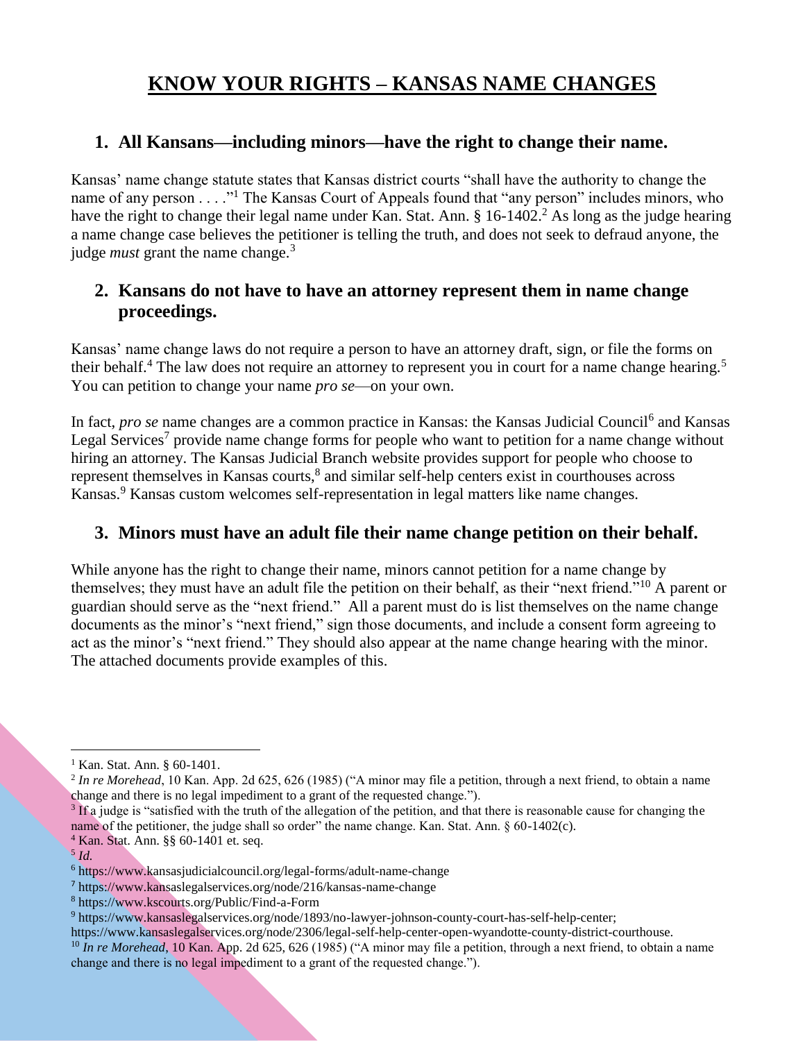# KNOW YOUR RIGHTS – KANSAS NAME CHANGES

## 1. All Kansans—including minors—have the right to change their name.

Kansas' name change statute states that Kansas district courts "shall have the authority to change the name of any person . . . ."[1] The Kansas Court of Appeals found that "any person" includes minors, who have the right to change their legal name under Kan. Stat. Ann. § 16-1402.[2] As long as the judge hearing a name change case believes the petitioner is telling the truth, and does not seek to defraud anyone, the judge *must* grant the name change.[3]

## 2. Kansans do not have to have an attorney represent them in name change proceedings.

Kansas' name change laws do not require a person to have an attorney draft, sign, or file the forms on their behalf.[4] The law does not require an attorney to represent you in court for a name change hearing.[5] You can petition to change your name *pro se*—on your own.

In fact, *pro se* name changes are a common practice in Kansas: the Kansas Judicial Council[6] and Kansas Legal Services[7] provide name change forms for people who want to petition for a name change without hiring an attorney. The Kansas Judicial Branch website provides support for people who choose to represent themselves in Kansas courts,[8] and similar self-help centers exist in courthouses across Kansas.[9] Kansas custom welcomes self-representation in legal matters like name changes.

## 3. Minors must have an adult file their name change petition on their behalf.

While anyone has the right to change their name, minors cannot petition for a name change by themselves; they must have an adult file the petition on their behalf, as their "next friend."[10] A parent or guardian should serve as the "next friend." All a parent must do is list themselves on the name change documents as the minor's "next friend," sign those documents, and include a consent form agreeing to act as the minor's "next friend." They should also appear at the name change hearing with the minor. The attached documents provide examples of this.

---

[1] Kan. Stat. Ann. § 60-1401.

[2] *In re Morehead*, 10 Kan. App. 2d 625, 626 (1985) ("A minor may file a petition, through a next friend, to obtain a name change and there is no legal impediment to a grant of the requested change.").

[3] If a judge is "satisfied with the truth of the allegation of the petition, and that there is reasonable cause for changing the name of the petitioner, the judge shall so order" the name change. Kan. Stat. Ann. § 60-1402(c).

[4] Kan. Stat. Ann. §§ 60-1401 et. seq.

[5] *Id.*

[6] https://www.kansasjudicialcouncil.org/legal-forms/adult-name-change

[7] https://www.kansaslegalservices.org/node/216/kansas-name-change

[8] https://www.kscourts.org/Public/Find-a-Form

[9] https://www.kansaslegalservices.org/node/1893/no-lawyer-johnson-county-court-has-self-help-center; https://www.kansaslegalservices.org/node/2306/legal-self-help-center-open-wyandotte-county-district-courthouse.

[10] *In re Morehead*, 10 Kan. App. 2d 625, 626 (1985) ("A minor may file a petition, through a next friend, to obtain a name change and there is no legal impediment to a grant of the requested change.").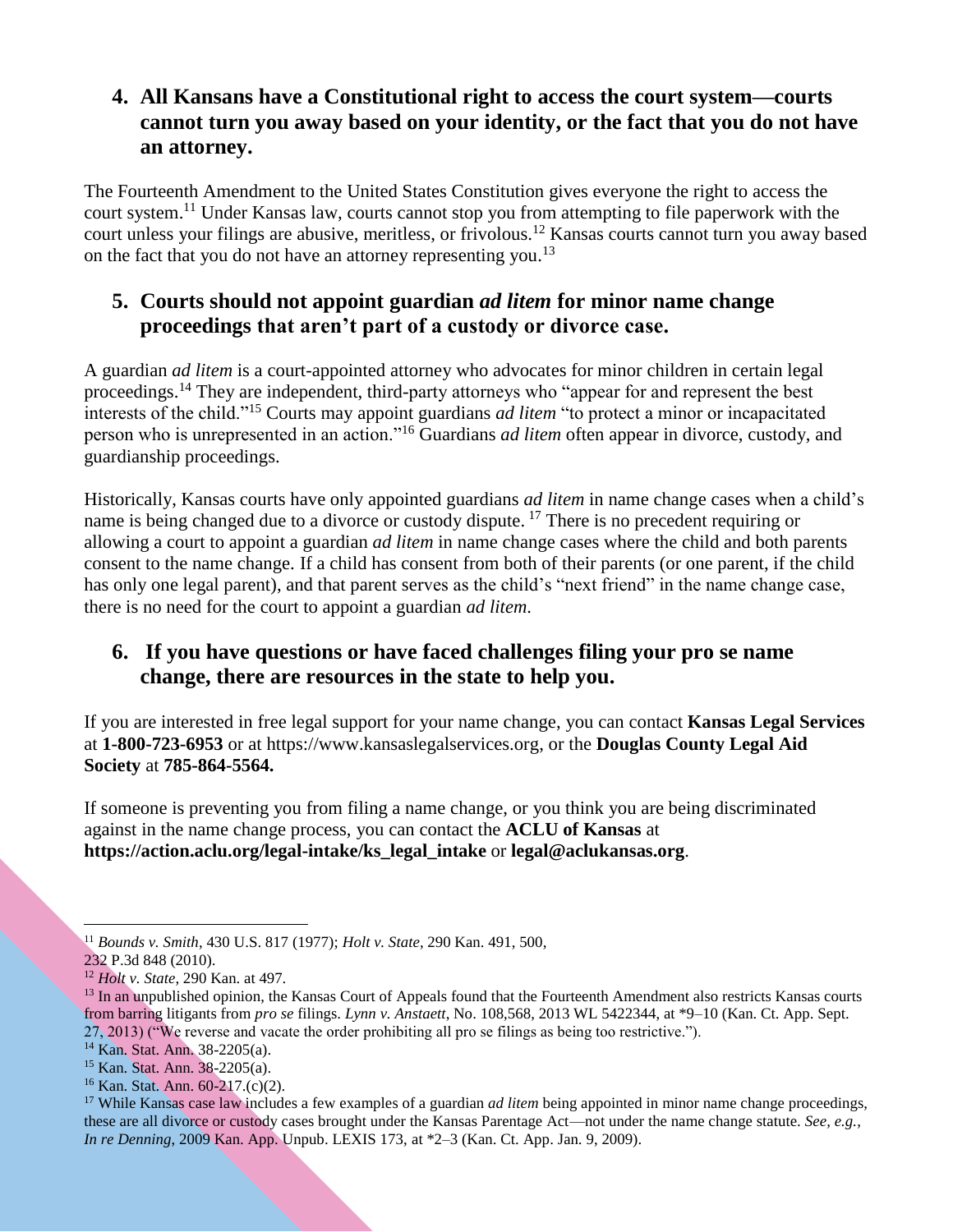## 4. All Kansans have a Constitutional right to access the court system—courts cannot turn you away based on your identity, or the fact that you do not have an attorney.

The Fourteenth Amendment to the United States Constitution gives everyone the right to access the court system.[11] Under Kansas law, courts cannot stop you from attempting to file paperwork with the court unless your filings are abusive, meritless, or frivolous.[12] Kansas courts cannot turn you away based on the fact that you do not have an attorney representing you.[13]

## 5. Courts should not appoint guardian *ad litem* for minor name change proceedings that aren't part of a custody or divorce case.

A guardian *ad litem* is a court-appointed attorney who advocates for minor children in certain legal proceedings.[14] They are independent, third-party attorneys who "appear for and represent the best interests of the child."[15] Courts may appoint guardians *ad litem* "to protect a minor or incapacitated person who is unrepresented in an action."[16] Guardians *ad litem* often appear in divorce, custody, and guardianship proceedings.

Historically, Kansas courts have only appointed guardians *ad litem* in name change cases when a child's name is being changed due to a divorce or custody dispute. [17] There is no precedent requiring or allowing a court to appoint a guardian *ad litem* in name change cases where the child and both parents consent to the name change. If a child has consent from both of their parents (or one parent, if the child has only one legal parent), and that parent serves as the child's "next friend" in the name change case, there is no need for the court to appoint a guardian *ad litem*.

## 6. If you have questions or have faced challenges filing your pro se name change, there are resources in the state to help you.

If you are interested in free legal support for your name change, you can contact **Kansas Legal Services** at **1-800-723-6953** or at https://www.kansaslegalservices.org, or the **Douglas County Legal Aid Society** at **785-864-5564.**

If someone is preventing you from filing a name change, or you think you are being discriminated against in the name change process, you can contact the **ACLU of Kansas** at **https://action.aclu.org/legal-intake/ks_legal_intake** or **legal@aclukansas.org**.

---

[11] *Bounds v. Smith*, 430 U.S. 817 (1977); *Holt v. State*, 290 Kan. 491, 500, 232 P.3d 848 (2010).

[12] *Holt v. State*, 290 Kan. at 497.

[13] In an unpublished opinion, the Kansas Court of Appeals found that the Fourteenth Amendment also restricts Kansas courts from barring litigants from *pro se* filings. *Lynn v. Anstaett*, No. 108,568, 2013 WL 5422344, at *9–10 (Kan. Ct. App. Sept. 27, 2013) ("We reverse and vacate the order prohibiting all pro se filings as being too restrictive.").

[14] Kan. Stat. Ann. 38-2205(a).

[15] Kan. Stat. Ann. 38-2205(a).

[16] Kan. Stat. Ann. 60-217.(c)(2).

[17] While Kansas case law includes a few examples of a guardian *ad litem* being appointed in minor name change proceedings, these are all divorce or custody cases brought under the Kansas Parentage Act—not under the name change statute. *See, e.g.*, *In re Denning*, 2009 Kan. App. Unpub. LEXIS 173, at *2–3 (Kan. Ct. App. Jan. 9, 2009).